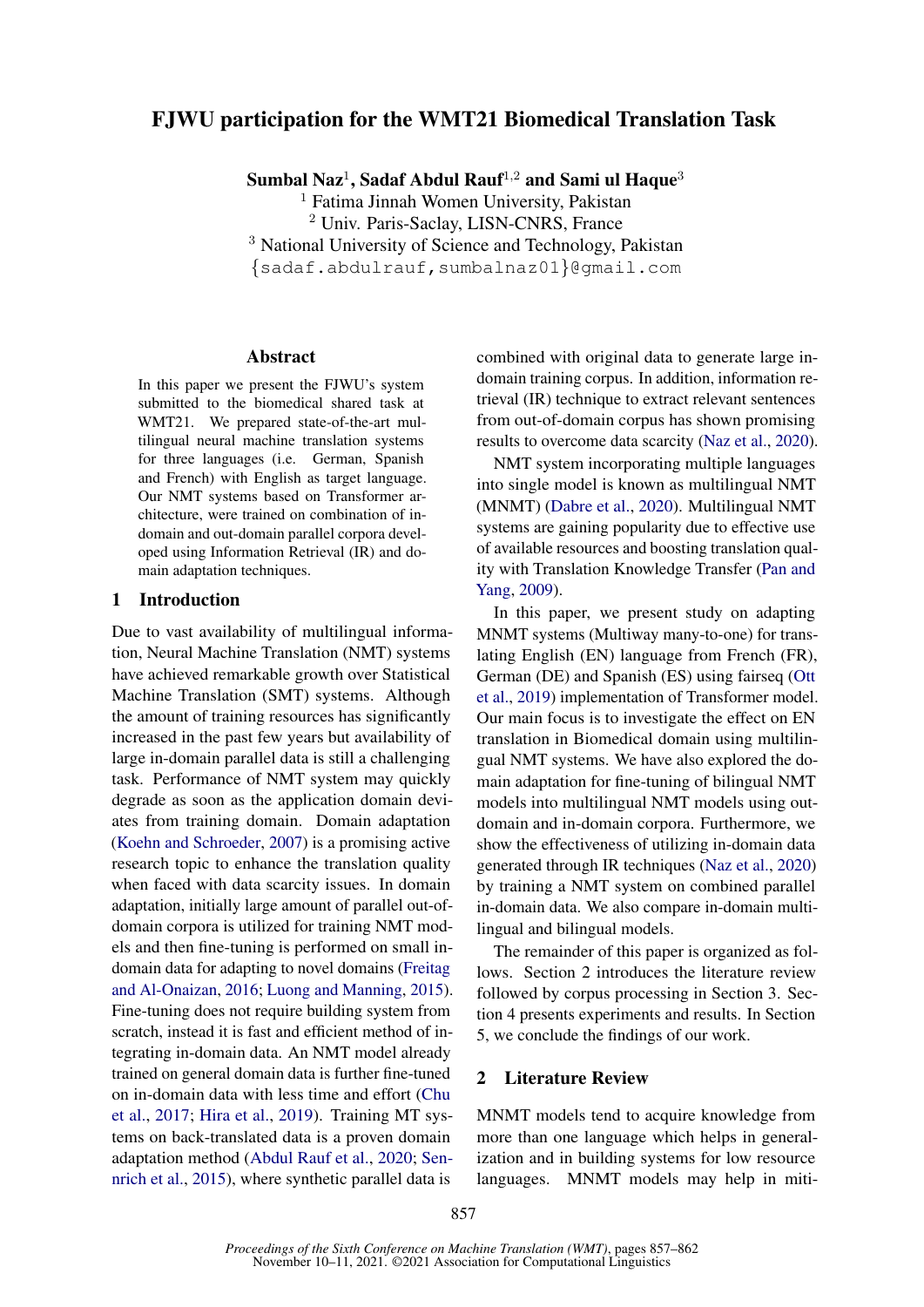# FJWU participation for the WMT21 Biomedical Translation Task

**Sumbal Naz**[1], **Sadaf Abdul Rauf**[1,2] **and Sami ul Haque**[3]

[1] Fatima Jinnah Women University, Pakistan
[2] Univ. Paris-Saclay, LISN-CNRS, France
[3] National University of Science and Technology, Pakistan
{sadaf.abdulrauf,sumbalnaz01}@gmail.com

## Abstract

In this paper we present the FJWU's system submitted to the biomedical shared task at WMT21. We prepared state-of-the-art multilingual neural machine translation systems for three languages (i.e. German, Spanish and French) with English as target language. Our NMT systems based on Transformer architecture, were trained on combination of in-domain and out-domain parallel corpora developed using Information Retrieval (IR) and domain adaptation techniques.

## 1 Introduction

Due to vast availability of multilingual information, Neural Machine Translation (NMT) systems have achieved remarkable growth over Statistical Machine Translation (SMT) systems. Although the amount of training resources has significantly increased in the past few years but availability of large in-domain parallel data is still a challenging task. Performance of NMT system may quickly degrade as soon as the application domain deviates from training domain. Domain adaptation (Koehn and Schroeder, 2007) is a promising active research topic to enhance the translation quality when faced with data scarcity issues. In domain adaptation, initially large amount of parallel out-of-domain corpora is utilized for training NMT models and then fine-tuning is performed on small in-domain data for adapting to novel domains (Freitag and Al-Onaizan, 2016; Luong and Manning, 2015). Fine-tuning does not require building system from scratch, instead it is fast and efficient method of integrating in-domain data. An NMT model already trained on general domain data is further fine-tuned on in-domain data with less time and effort (Chu et al., 2017; Hira et al., 2019). Training MT systems on back-translated data is a proven domain adaptation method (Abdul Rauf et al., 2020; Sennrich et al., 2015), where synthetic parallel data is combined with original data to generate large in-domain training corpus. In addition, information retrieval (IR) technique to extract relevant sentences from out-of-domain corpus has shown promising results to overcome data scarcity (Naz et al., 2020).

NMT system incorporating multiple languages into single model is known as multilingual NMT (MNMT) (Dabre et al., 2020). Multilingual NMT systems are gaining popularity due to effective use of available resources and boosting translation quality with Translation Knowledge Transfer (Pan and Yang, 2009).

In this paper, we present study on adapting MNMT systems (Multiway many-to-one) for translating English (EN) language from French (FR), German (DE) and Spanish (ES) using fairseq (Ott et al., 2019) implementation of Transformer model. Our main focus is to investigate the effect on EN translation in Biomedical domain using multilingual NMT systems. We have also explored the domain adaptation for fine-tuning of bilingual NMT models into multilingual NMT models using out-domain and in-domain corpora. Furthermore, we show the effectiveness of utilizing in-domain data generated through IR techniques (Naz et al., 2020) by training a NMT system on combined parallel in-domain data. We also compare in-domain multilingual and bilingual models.

The remainder of this paper is organized as follows. Section 2 introduces the literature review followed by corpus processing in Section 3. Section 4 presents experiments and results. In Section 5, we conclude the findings of our work.

## 2 Literature Review

MNMT models tend to acquire knowledge from more than one language which helps in generalization and in building systems for low resource languages. MNMT models may help in miti-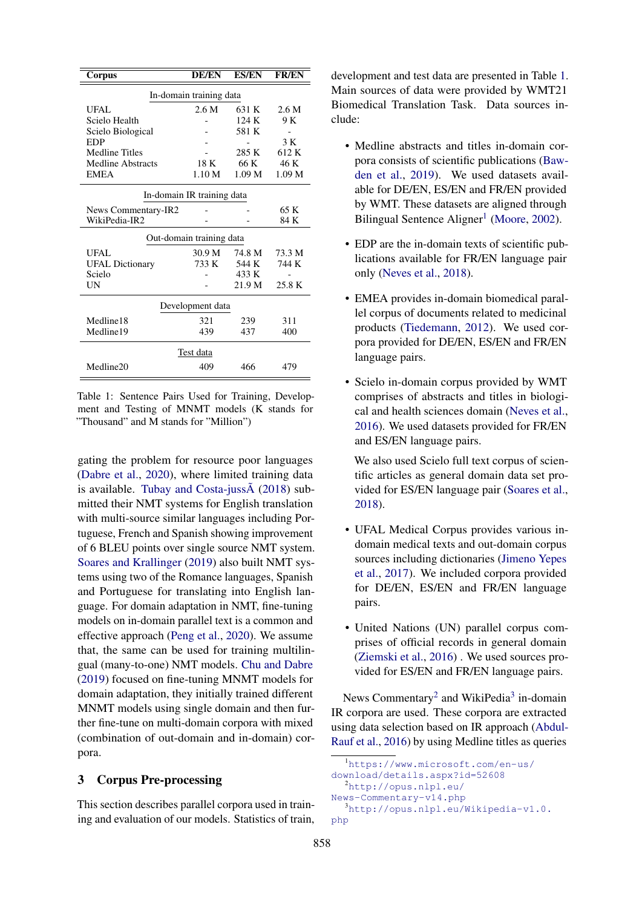| Corpus | DE/EN | ES/EN | FR/EN |
|---|---|---|---|
| In-domain training data | | | |
| UFAL | 2.6 M | 631 K | 2.6 M |
| Scielo Health | - | 124 K | 9 K |
| Scielo Biological | - | 581 K | - |
| EDP | - | - | 3 K |
| Medline Titles | - | 285 K | 612 K |
| Medline Abstracts | 18 K | 66 K | 46 K |
| EMEA | 1.10 M | 1.09 M | 1.09 M |
| In-domain IR training data | | | |
| News Commentary-IR2 | - | - | 65 K |
| WikiPedia-IR2 | - | - | 84 K |
| Out-domain training data | | | |
| UFAL | 30.9 M | 74.8 M | 73.3 M |
| UFAL Dictionary | 733 K | 544 K | 744 K |
| Scielo | - | 433 K | - |
| UN | - | 21.9 M | 25.8 K |
| Development data | | | |
| Medline18 | 321 | 239 | 311 |
| Medline19 | 439 | 437 | 400 |
| Test data | | | |
| Medline20 | 409 | 466 | 479 |

Table 1: Sentence Pairs Used for Training, Development and Testing of MNMT models (K stands for "Thousand" and M stands for "Million")

gating the problem for resource poor languages (Dabre et al., 2020), where limited training data is available. Tubay and Costa-jussÃ (2018) submitted their NMT systems for English translation with multi-source similar languages including Portuguese, French and Spanish showing improvement of 6 BLEU points over single source NMT system. Soares and Krallinger (2019) also built NMT systems using two of the Romance languages, Spanish and Portuguese for translating into English language. For domain adaptation in NMT, fine-tuning models on in-domain parallel text is a common and effective approach (Peng et al., 2020). We assume that, the same can be used for training multilingual (many-to-one) NMT models. Chu and Dabre (2019) focused on fine-tuning MNMT models for domain adaptation, they initially trained different MNMT models using single domain and then further fine-tune on multi-domain corpora with mixed (combination of out-domain and in-domain) corpora.

## 3 Corpus Pre-processing

This section describes parallel corpora used in training and evaluation of our models. Statistics of train, development and test data are presented in Table 1. Main sources of data were provided by WMT21 Biomedical Translation Task. Data sources include:

- Medline abstracts and titles in-domain corpora consists of scientific publications (Bawden et al., 2019). We used datasets available for DE/EN, ES/EN and FR/EN provided by WMT. These datasets are aligned through Bilingual Sentence Aligner[1] (Moore, 2002).
- EDP are the in-domain texts of scientific publications available for FR/EN language pair only (Neves et al., 2018).
- EMEA provides in-domain biomedical parallel corpus of documents related to medicinal products (Tiedemann, 2012). We used corpora provided for DE/EN, ES/EN and FR/EN language pairs.
- Scielo in-domain corpus provided by WMT comprises of abstracts and titles in biological and health sciences domain (Neves et al., 2016). We used datasets provided for FR/EN and ES/EN language pairs.

  We also used Scielo full text corpus of scientific articles as general domain data set provided for ES/EN language pair (Soares et al., 2018).
- UFAL Medical Corpus provides various in-domain medical texts and out-domain corpus sources including dictionaries (Jimeno Yepes et al., 2017). We included corpora provided for DE/EN, ES/EN and FR/EN language pairs.
- United Nations (UN) parallel corpus comprises of official records in general domain (Ziemski et al., 2016) . We used sources provided for ES/EN and FR/EN language pairs.

News Commentary[2] and WikiPedia[3] in-domain IR corpora are used. These corpora are extracted using data selection based on IR approach (Abdul-Rauf et al., 2016) by using Medline titles as queries

[1] https://www.microsoft.com/en-us/download/details.aspx?id=52608

[2] http://opus.nlpl.eu/News-Commentary-v14.php

[3] http://opus.nlpl.eu/Wikipedia-v1.0.php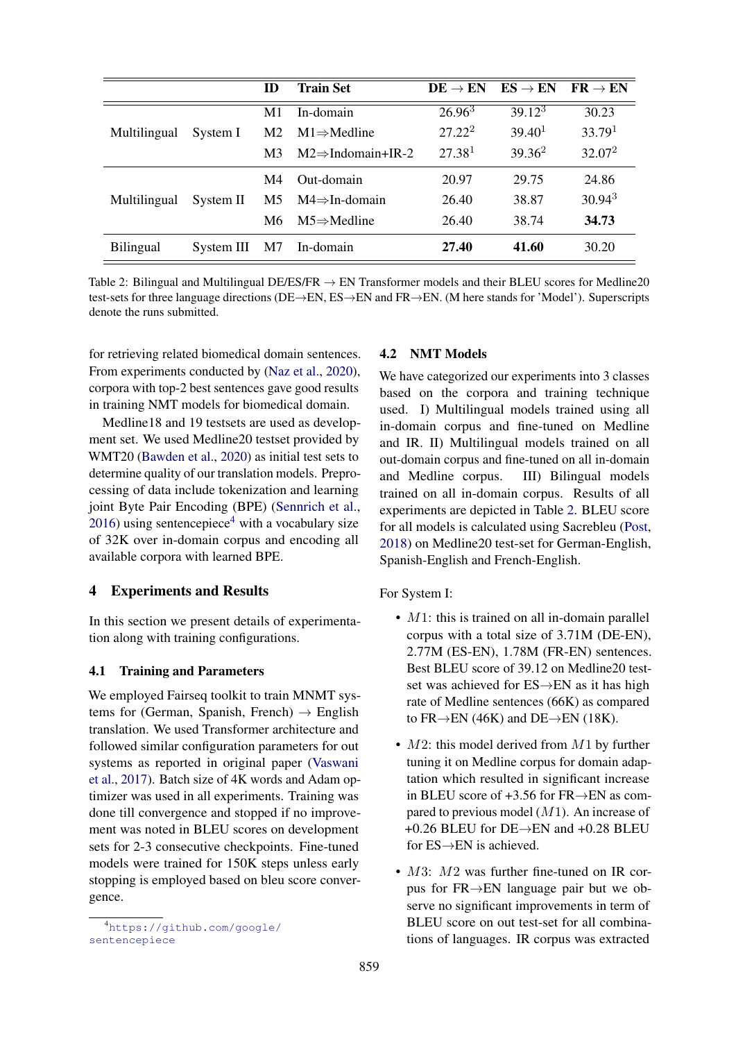|  |  | ID | Train Set | DE → EN | ES → EN | FR → EN |
|---|---|---|---|---|---|---|
| Multilingual | System I | M1 | In-domain | 26.96[3] | 39.12[3] | 30.23 |
|  |  | M2 | M1⇒Medline | 27.22[2] | 39.40[1] | 33.79[1] |
|  |  | M3 | M2⇒Indomain+IR-2 | 27.38[1] | 39.36[2] | 32.07[2] |
| Multilingual | System II | M4 | Out-domain | 20.97 | 29.75 | 24.86 |
|  |  | M5 | M4⇒In-domain | 26.40 | 38.87 | 30.94[3] |
|  |  | M6 | M5⇒Medline | 26.40 | 38.74 | **34.73** |
| Bilingual | System III | M7 | In-domain | **27.40** | **41.60** | 30.20 |

Table 2: Bilingual and Multilingual DE/ES/FR → EN Transformer models and their BLEU scores for Medline20 test-sets for three language directions (DE→EN, ES→EN and FR→EN. (M here stands for 'Model'). Superscripts denote the runs submitted.

for retrieving related biomedical domain sentences. From experiments conducted by (Naz et al., 2020), corpora with top-2 best sentences gave good results in training NMT models for biomedical domain.

Medline18 and 19 testsets are used as development set. We used Medline20 testset provided by WMT20 (Bawden et al., 2020) as initial test sets to determine quality of our translation models. Preprocessing of data include tokenization and learning joint Byte Pair Encoding (BPE) (Sennrich et al., 2016) using sentencepiece[4] with a vocabulary size of 32K over in-domain corpus and encoding all available corpora with learned BPE.

## 4 Experiments and Results

In this section we present details of experimentation along with training configurations.

### 4.1 Training and Parameters

We employed Fairseq toolkit to train MNMT systems for (German, Spanish, French) → English translation. We used Transformer architecture and followed similar configuration parameters for out systems as reported in original paper (Vaswani et al., 2017). Batch size of 4K words and Adam optimizer was used in all experiments. Training was done till convergence and stopped if no improvement was noted in BLEU scores on development sets for 2-3 consecutive checkpoints. Fine-tuned models were trained for 150K steps unless early stopping is employed based on bleu score convergence.

[4] https://github.com/google/sentencepiece

### 4.2 NMT Models

We have categorized our experiments into 3 classes based on the corpora and training technique used. I) Multilingual models trained using all in-domain corpus and fine-tuned on Medline and IR. II) Multilingual models trained on all out-domain corpus and fine-tuned on all in-domain and Medline corpus. III) Bilingual models trained on all in-domain corpus. Results of all experiments are depicted in Table 2. BLEU score for all models is calculated using Sacrebleu (Post, 2018) on Medline20 test-set for German-English, Spanish-English and French-English.

For System I:

- $M1$: this is trained on all in-domain parallel corpus with a total size of 3.71M (DE-EN), 2.77M (ES-EN), 1.78M (FR-EN) sentences. Best BLEU score of 39.12 on Medline20 test-set was achieved for ES→EN as it has high rate of Medline sentences (66K) as compared to FR→EN (46K) and DE→EN (18K).
- $M2$: this model derived from $M1$ by further tuning it on Medline corpus for domain adaptation which resulted in significant increase in BLEU score of +3.56 for FR→EN as compared to previous model ($M1$). An increase of +0.26 BLEU for DE→EN and +0.28 BLEU for ES→EN is achieved.
- $M3$: $M2$ was further fine-tuned on IR corpus for FR→EN language pair but we observe no significant improvements in term of BLEU score on out test-set for all combinations of languages. IR corpus was extracted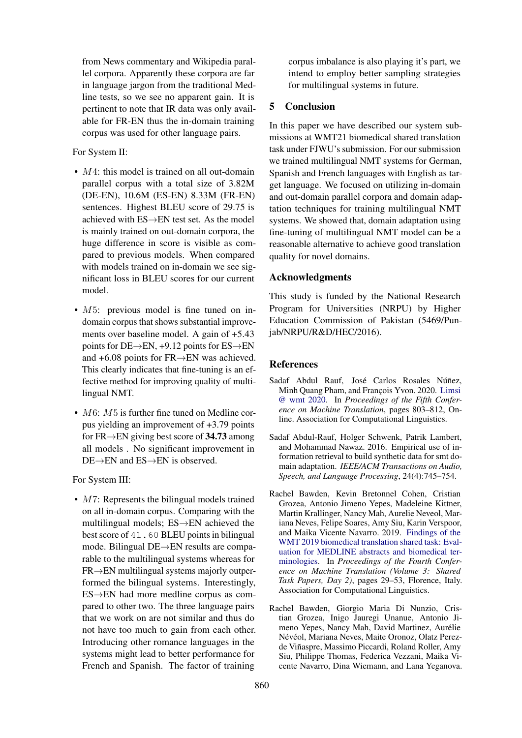from News commentary and Wikipedia parallel corpora. Apparently these corpora are far in language jargon from the traditional Medline tests, so we see no apparent gain. It is pertinent to note that IR data was only available for FR-EN thus the in-domain training corpus was used for other language pairs.

For System II:

- $M4$: this model is trained on all out-domain parallel corpus with a total size of 3.82M (DE-EN), 10.6M (ES-EN) 8.33M (FR-EN) sentences. Highest BLEU score of 29.75 is achieved with ES→EN test set. As the model is mainly trained on out-domain corpora, the huge difference in score is visible as compared to previous models. When compared with models trained on in-domain we see significant loss in BLEU scores for our current model.

- $M5$: previous model is fine tuned on in-domain corpus that shows substantial improvements over baseline model. A gain of +5.43 points for DE→EN, +9.12 points for ES→EN and +6.08 points for FR→EN was achieved. This clearly indicates that fine-tuning is an effective method for improving quality of multilingual NMT.

- $M6$: $M5$ is further fine tuned on Medline corpus yielding an improvement of +3.79 points for FR→EN giving best score of **34.73** among all models . No significant improvement in DE→EN and ES→EN is observed.

For System III:

- $M7$: Represents the bilingual models trained on all in-domain corpus. Comparing with the multilingual models; ES→EN achieved the best score of `41.60` BLEU points in bilingual mode. Bilingual DE→EN results are comparable to the multilingual systems whereas for FR→EN multilingual systems majorly outperformed the bilingual systems. Interestingly, ES→EN had more medline corpus as compared to other two. The three language pairs that we work on are not similar and thus do not have too much to gain from each other. Introducing other romance languages in the systems might lead to better performance for French and Spanish. The factor of training corpus imbalance is also playing it's part, we intend to employ better sampling strategies for multilingual systems in future.

## 5 Conclusion

In this paper we have described our system submissions at WMT21 biomedical shared translation task under FJWU's submission. For our submission we trained multilingual NMT systems for German, Spanish and French languages with English as target language. We focused on utilizing in-domain and out-domain parallel corpora and domain adaptation techniques for training multilingual NMT systems. We showed that, domain adaptation using fine-tuning of multilingual NMT model can be a reasonable alternative to achieve good translation quality for novel domains.

## Acknowledgments

This study is funded by the National Research Program for Universities (NRPU) by Higher Education Commission of Pakistan (5469/Punjab/NRPU/R&D/HEC/2016).

## References

Sadaf Abdul Rauf, José Carlos Rosales Núñez, Minh Quang Pham, and François Yvon. 2020. Limsi @ wmt 2020. In *Proceedings of the Fifth Conference on Machine Translation*, pages 803–812, Online. Association for Computational Linguistics.

Sadaf Abdul-Rauf, Holger Schwenk, Patrik Lambert, and Mohammad Nawaz. 2016. Empirical use of information retrieval to build synthetic data for smt domain adaptation. *IEEE/ACM Transactions on Audio, Speech, and Language Processing*, 24(4):745–754.

Rachel Bawden, Kevin Bretonnel Cohen, Cristian Grozea, Antonio Jimeno Yepes, Madeleine Kittner, Martin Krallinger, Nancy Mah, Aurelie Neveol, Mariana Neves, Felipe Soares, Amy Siu, Karin Verspoor, and Maika Vicente Navarro. 2019. Findings of the WMT 2019 biomedical translation shared task: Evaluation for MEDLINE abstracts and biomedical terminologies. In *Proceedings of the Fourth Conference on Machine Translation (Volume 3: Shared Task Papers, Day 2)*, pages 29–53, Florence, Italy. Association for Computational Linguistics.

Rachel Bawden, Giorgio Maria Di Nunzio, Cristian Grozea, Inigo Jauregi Unanue, Antonio Jimeno Yepes, Nancy Mah, David Martinez, Aurélie Névéol, Mariana Neves, Maite Oronoz, Olatz Perez-de Viñaspre, Massimo Piccardi, Roland Roller, Amy Siu, Philippe Thomas, Federica Vezzani, Maika Vicente Navarro, Dina Wiemann, and Lana Yeganova.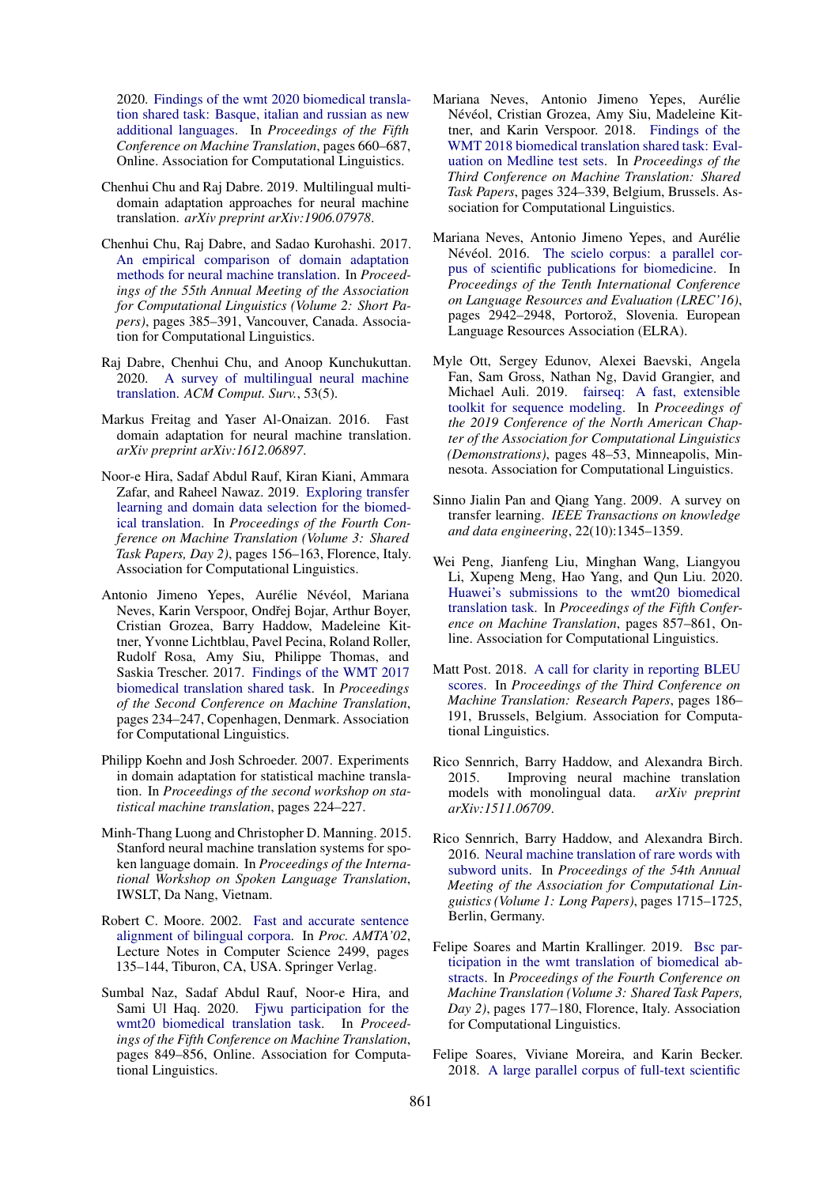2020. Findings of the wmt 2020 biomedical translation shared task: Basque, italian and russian as new additional languages. In *Proceedings of the Fifth Conference on Machine Translation*, pages 660–687, Online. Association for Computational Linguistics.

Chenhui Chu and Raj Dabre. 2019. Multilingual multi-domain adaptation approaches for neural machine translation. *arXiv preprint arXiv:1906.07978*.

Chenhui Chu, Raj Dabre, and Sadao Kurohashi. 2017. An empirical comparison of domain adaptation methods for neural machine translation. In *Proceedings of the 55th Annual Meeting of the Association for Computational Linguistics (Volume 2: Short Papers)*, pages 385–391, Vancouver, Canada. Association for Computational Linguistics.

Raj Dabre, Chenhui Chu, and Anoop Kunchukuttan. 2020. A survey of multilingual neural machine translation. *ACM Comput. Surv.*, 53(5).

Markus Freitag and Yaser Al-Onaizan. 2016. Fast domain adaptation for neural machine translation. *arXiv preprint arXiv:1612.06897*.

Noor-e Hira, Sadaf Abdul Rauf, Kiran Kiani, Ammara Zafar, and Raheel Nawaz. 2019. Exploring transfer learning and domain data selection for the biomedical translation. In *Proceedings of the Fourth Conference on Machine Translation (Volume 3: Shared Task Papers, Day 2)*, pages 156–163, Florence, Italy. Association for Computational Linguistics.

Antonio Jimeno Yepes, Aurélie Névéol, Mariana Neves, Karin Verspoor, Ondřej Bojar, Arthur Boyer, Cristian Grozea, Barry Haddow, Madeleine Kittner, Yvonne Lichtblau, Pavel Pecina, Roland Roller, Rudolf Rosa, Amy Siu, Philippe Thomas, and Saskia Trescher. 2017. Findings of the WMT 2017 biomedical translation shared task. In *Proceedings of the Second Conference on Machine Translation*, pages 234–247, Copenhagen, Denmark. Association for Computational Linguistics.

Philipp Koehn and Josh Schroeder. 2007. Experiments in domain adaptation for statistical machine translation. In *Proceedings of the second workshop on statistical machine translation*, pages 224–227.

Minh-Thang Luong and Christopher D. Manning. 2015. Stanford neural machine translation systems for spoken language domain. In *Proceedings of the International Workshop on Spoken Language Translation*, IWSLT, Da Nang, Vietnam.

Robert C. Moore. 2002. Fast and accurate sentence alignment of bilingual corpora. In *Proc. AMTA'02*, Lecture Notes in Computer Science 2499, pages 135–144, Tiburon, CA, USA. Springer Verlag.

Sumbal Naz, Sadaf Abdul Rauf, Noor-e Hira, and Sami Ul Haq. 2020. Fjwu participation for the wmt20 biomedical translation task. In *Proceedings of the Fifth Conference on Machine Translation*, pages 849–856, Online. Association for Computational Linguistics.

Mariana Neves, Antonio Jimeno Yepes, Aurélie Névéol, Cristian Grozea, Amy Siu, Madeleine Kittner, and Karin Verspoor. 2018. Findings of the WMT 2018 biomedical translation shared task: Evaluation on Medline test sets. In *Proceedings of the Third Conference on Machine Translation: Shared Task Papers*, pages 324–339, Belgium, Brussels. Association for Computational Linguistics.

Mariana Neves, Antonio Jimeno Yepes, and Aurélie Névéol. 2016. The scielo corpus: a parallel corpus of scientific publications for biomedicine. In *Proceedings of the Tenth International Conference on Language Resources and Evaluation (LREC'16)*, pages 2942–2948, Portorož, Slovenia. European Language Resources Association (ELRA).

Myle Ott, Sergey Edunov, Alexei Baevski, Angela Fan, Sam Gross, Nathan Ng, David Grangier, and Michael Auli. 2019. fairseq: A fast, extensible toolkit for sequence modeling. In *Proceedings of the 2019 Conference of the North American Chapter of the Association for Computational Linguistics (Demonstrations)*, pages 48–53, Minneapolis, Minnesota. Association for Computational Linguistics.

Sinno Jialin Pan and Qiang Yang. 2009. A survey on transfer learning. *IEEE Transactions on knowledge and data engineering*, 22(10):1345–1359.

Wei Peng, Jianfeng Liu, Minghan Wang, Liangyou Li, Xupeng Meng, Hao Yang, and Qun Liu. 2020. Huawei's submissions to the wmt20 biomedical translation task. In *Proceedings of the Fifth Conference on Machine Translation*, pages 857–861, Online. Association for Computational Linguistics.

Matt Post. 2018. A call for clarity in reporting BLEU scores. In *Proceedings of the Third Conference on Machine Translation: Research Papers*, pages 186–191, Brussels, Belgium. Association for Computational Linguistics.

Rico Sennrich, Barry Haddow, and Alexandra Birch. 2015. Improving neural machine translation models with monolingual data. *arXiv preprint arXiv:1511.06709*.

Rico Sennrich, Barry Haddow, and Alexandra Birch. 2016. Neural machine translation of rare words with subword units. In *Proceedings of the 54th Annual Meeting of the Association for Computational Linguistics (Volume 1: Long Papers)*, pages 1715–1725, Berlin, Germany.

Felipe Soares and Martin Krallinger. 2019. Bsc participation in the wmt translation of biomedical abstracts. In *Proceedings of the Fourth Conference on Machine Translation (Volume 3: Shared Task Papers, Day 2)*, pages 177–180, Florence, Italy. Association for Computational Linguistics.

Felipe Soares, Viviane Moreira, and Karin Becker. 2018. A large parallel corpus of full-text scientific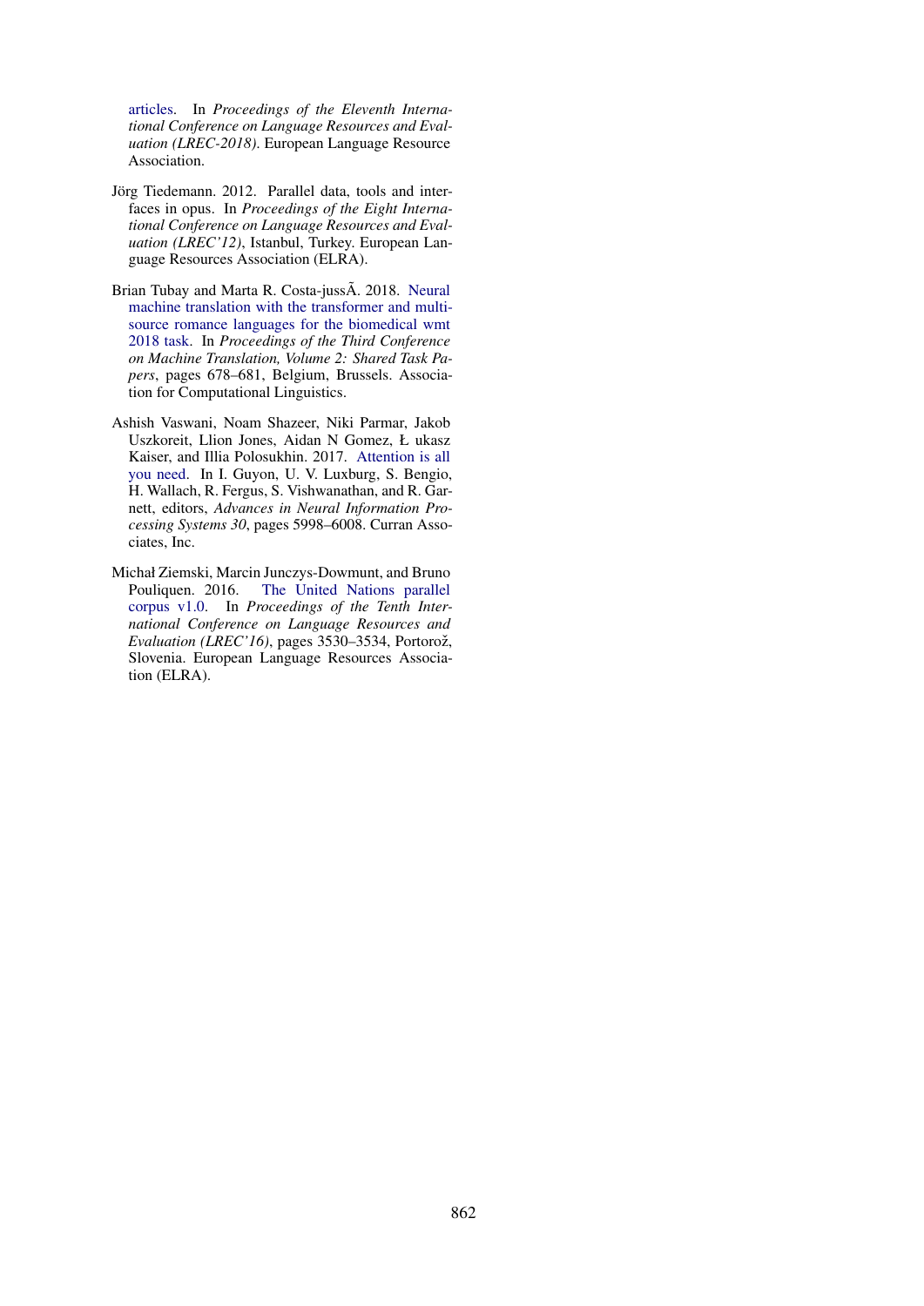articles. In *Proceedings of the Eleventh International Conference on Language Resources and Evaluation (LREC-2018)*. European Language Resource Association.

Jörg Tiedemann. 2012. Parallel data, tools and interfaces in opus. In *Proceedings of the Eight International Conference on Language Resources and Evaluation (LREC'12)*, Istanbul, Turkey. European Language Resources Association (ELRA).

Brian Tubay and Marta R. Costa-jussÃ. 2018. Neural machine translation with the transformer and multi-source romance languages for the biomedical wmt 2018 task. In *Proceedings of the Third Conference on Machine Translation, Volume 2: Shared Task Papers*, pages 678–681, Belgium, Brussels. Association for Computational Linguistics.

Ashish Vaswani, Noam Shazeer, Niki Parmar, Jakob Uszkoreit, Llion Jones, Aidan N Gomez, Ł ukasz Kaiser, and Illia Polosukhin. 2017. Attention is all you need. In I. Guyon, U. V. Luxburg, S. Bengio, H. Wallach, R. Fergus, S. Vishwanathan, and R. Garnett, editors, *Advances in Neural Information Processing Systems 30*, pages 5998–6008. Curran Associates, Inc.

Michał Ziemski, Marcin Junczys-Dowmunt, and Bruno Pouliquen. 2016. The United Nations parallel corpus v1.0. In *Proceedings of the Tenth International Conference on Language Resources and Evaluation (LREC'16)*, pages 3530–3534, Portorož, Slovenia. European Language Resources Association (ELRA).